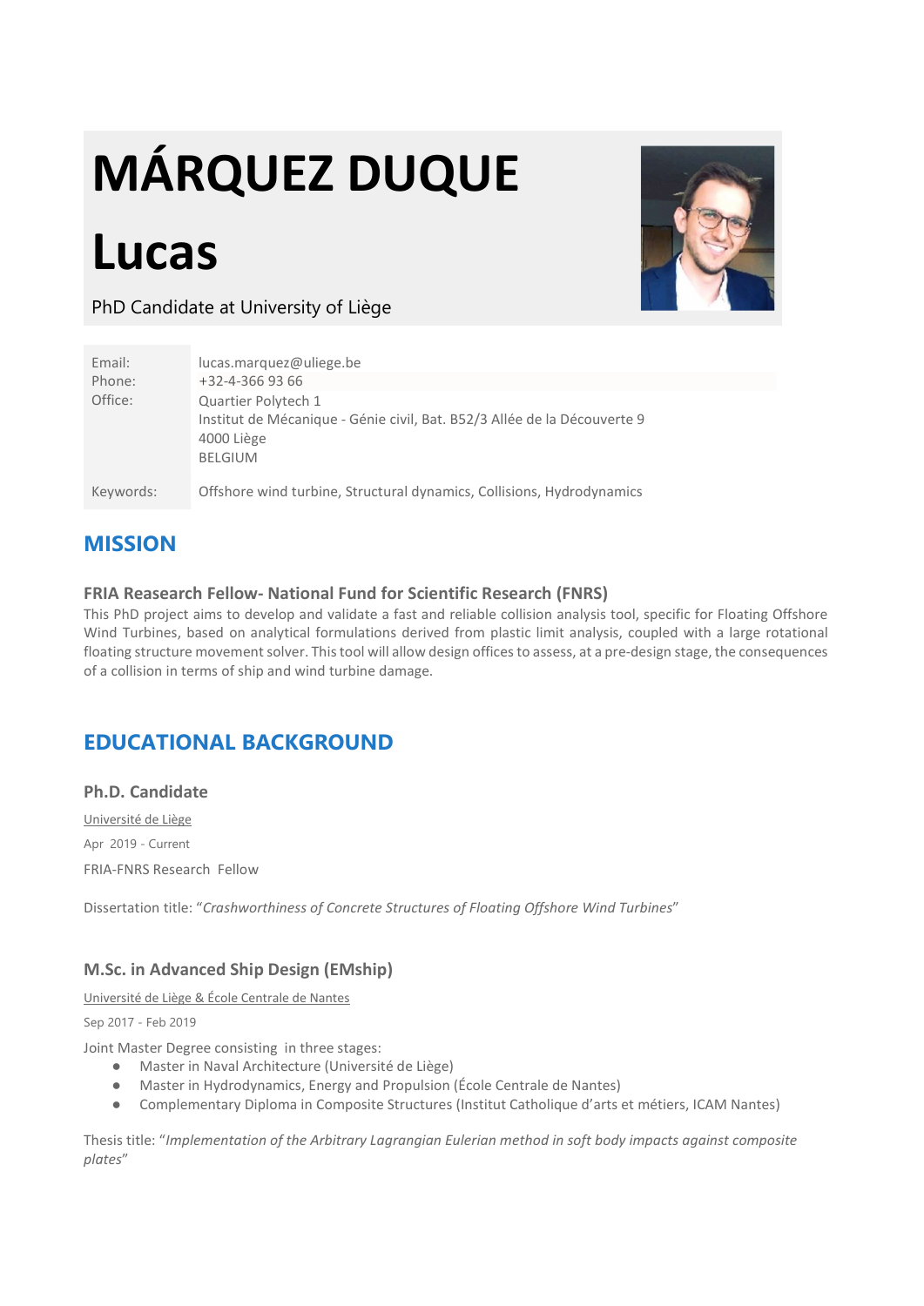# MÁRQUEZ DUQUE

# Lucas

PhD Candidate at University of Liège

| | |
|---|---|
| Email: | lucas.marquez@uliege.be |
| Phone: | +32-4-366 93 66 |
| Office: | Quartier Polytech 1<br>Institut de Mécanique - Génie civil, Bat. B52/3 Allée de la Découverte 9<br>4000 Liège<br>BELGIUM |
| Keywords: | Offshore wind turbine, Structural dynamics, Collisions, Hydrodynamics |

## MISSION

### FRIA Reasearch Fellow- National Fund for Scientific Research (FNRS)

This PhD project aims to develop and validate a fast and reliable collision analysis tool, specific for Floating Offshore Wind Turbines, based on analytical formulations derived from plastic limit analysis, coupled with a large rotational floating structure movement solver. This tool will allow design offices to assess, at a pre-design stage, the consequences of a collision in terms of ship and wind turbine damage.

## EDUCATIONAL BACKGROUND

### Ph.D. Candidate

Université de Liège

Apr 2019 - Current

FRIA-FNRS Research Fellow

Dissertation title: "*Crashworthiness of Concrete Structures of Floating Offshore Wind Turbines*"

### M.Sc. in Advanced Ship Design (EMship)

Université de Liège & École Centrale de Nantes

Sep 2017 - Feb 2019

Joint Master Degree consisting in three stages:

- Master in Naval Architecture (Université de Liège)
- Master in Hydrodynamics, Energy and Propulsion (École Centrale de Nantes)
- Complementary Diploma in Composite Structures (Institut Catholique d'arts et métiers, ICAM Nantes)

Thesis title: "*Implementation of the Arbitrary Lagrangian Eulerian method in soft body impacts against composite plates*"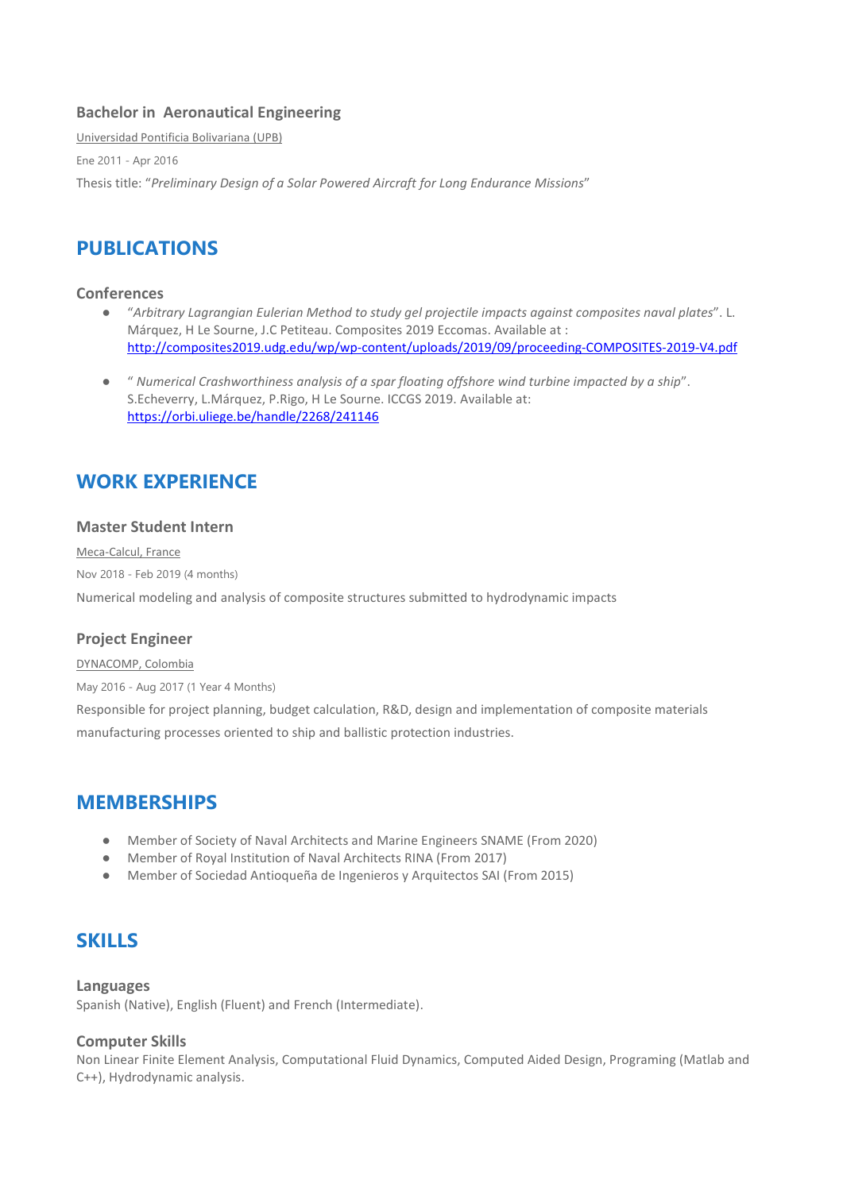### Bachelor in Aeronautical Engineering

Universidad Pontificia Bolivariana (UPB)

Ene 2011 - Apr 2016

Thesis title: "*Preliminary Design of a Solar Powered Aircraft for Long Endurance Missions*"

## PUBLICATIONS

### Conferences

- "*Arbitrary Lagrangian Eulerian Method to study gel projectile impacts against composites naval plates*". L. Márquez, H Le Sourne, J.C Petiteau. Composites 2019 Eccomas. Available at : http://composites2019.udg.edu/wp/wp-content/uploads/2019/09/proceeding-COMPOSITES-2019-V4.pdf
- " *Numerical Crashworthiness analysis of a spar floating offshore wind turbine impacted by a ship*". S.Echeverry, L.Márquez, P.Rigo, H Le Sourne. ICCGS 2019. Available at: https://orbi.uliege.be/handle/2268/241146

## WORK EXPERIENCE

### Master Student Intern

Meca-Calcul, France

Nov 2018 - Feb 2019 (4 months)

Numerical modeling and analysis of composite structures submitted to hydrodynamic impacts

### Project Engineer

DYNACOMP, Colombia

May 2016 - Aug 2017 (1 Year 4 Months)

Responsible for project planning, budget calculation, R&D, design and implementation of composite materials manufacturing processes oriented to ship and ballistic protection industries.

## MEMBERSHIPS

- Member of Society of Naval Architects and Marine Engineers SNAME (From 2020)
- Member of Royal Institution of Naval Architects RINA (From 2017)
- Member of Sociedad Antioqueña de Ingenieros y Arquitectos SAI (From 2015)

## SKILLS

### Languages

Spanish (Native), English (Fluent) and French (Intermediate).

### Computer Skills

Non Linear Finite Element Analysis, Computational Fluid Dynamics, Computed Aided Design, Programing (Matlab and C++), Hydrodynamic analysis.